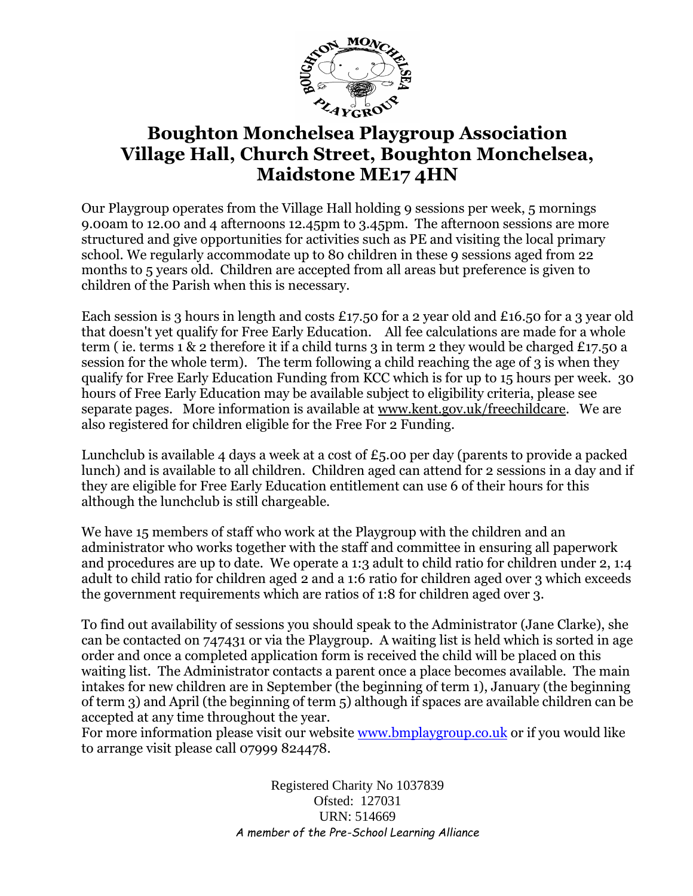# Boughton Monchelsea Playgroup Association
# Village Hall, Church Street, Boughton Monchelsea, Maidstone ME17 4HN

Our Playgroup operates from the Village Hall holding 9 sessions per week, 5 mornings 9.00am to 12.00 and 4 afternoons 12.45pm to 3.45pm. The afternoon sessions are more structured and give opportunities for activities such as PE and visiting the local primary school. We regularly accommodate up to 80 children in these 9 sessions aged from 22 months to 5 years old. Children are accepted from all areas but preference is given to children of the Parish when this is necessary.

Each session is 3 hours in length and costs £17.50 for a 2 year old and £16.50 for a 3 year old that doesn't yet qualify for Free Early Education. All fee calculations are made for a whole term ( ie. terms 1 & 2 therefore it if a child turns 3 in term 2 they would be charged £17.50 a session for the whole term). The term following a child reaching the age of 3 is when they qualify for Free Early Education Funding from KCC which is for up to 15 hours per week. 30 hours of Free Early Education may be available subject to eligibility criteria, please see separate pages. More information is available at www.kent.gov.uk/freechildcare. We are also registered for children eligible for the Free For 2 Funding.

Lunchclub is available 4 days a week at a cost of £5.00 per day (parents to provide a packed lunch) and is available to all children. Children aged can attend for 2 sessions in a day and if they are eligible for Free Early Education entitlement can use 6 of their hours for this although the lunchclub is still chargeable.

We have 15 members of staff who work at the Playgroup with the children and an administrator who works together with the staff and committee in ensuring all paperwork and procedures are up to date. We operate a 1:3 adult to child ratio for children under 2, 1:4 adult to child ratio for children aged 2 and a 1:6 ratio for children aged over 3 which exceeds the government requirements which are ratios of 1:8 for children aged over 3.

To find out availability of sessions you should speak to the Administrator (Jane Clarke), she can be contacted on 747431 or via the Playgroup. A waiting list is held which is sorted in age order and once a completed application form is received the child will be placed on this waiting list. The Administrator contacts a parent once a place becomes available. The main intakes for new children are in September (the beginning of term 1), January (the beginning of term 3) and April (the beginning of term 5) although if spaces are available children can be accepted at any time throughout the year.
For more information please visit our website www.bmplaygroup.co.uk or if you would like to arrange visit please call 07999 824478.

Registered Charity No 1037839
Ofsted: 127031
URN: 514669
*A member of the Pre-School Learning Alliance*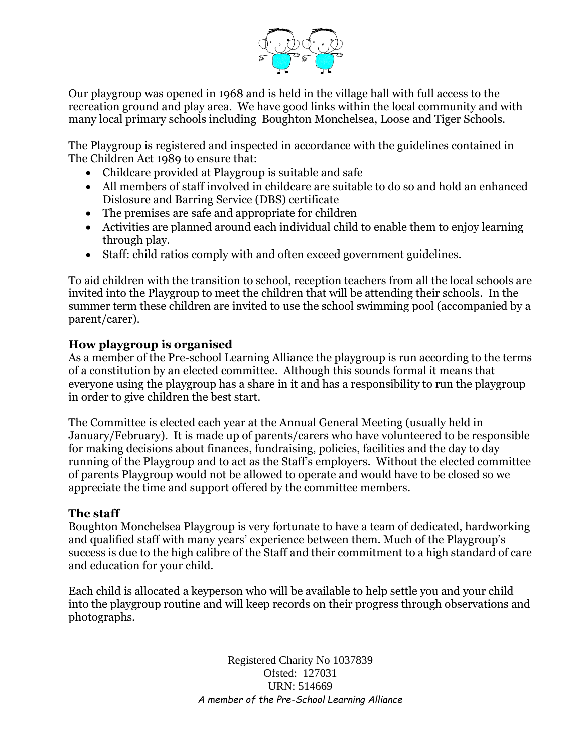Our playgroup was opened in 1968 and is held in the village hall with full access to the recreation ground and play area. We have good links within the local community and with many local primary schools including Boughton Monchelsea, Loose and Tiger Schools.

The Playgroup is registered and inspected in accordance with the guidelines contained in The Children Act 1989 to ensure that:

- Childcare provided at Playgroup is suitable and safe
- All members of staff involved in childcare are suitable to do so and hold an enhanced Dislosure and Barring Service (DBS) certificate
- The premises are safe and appropriate for children
- Activities are planned around each individual child to enable them to enjoy learning through play.
- Staff: child ratios comply with and often exceed government guidelines.

To aid children with the transition to school, reception teachers from all the local schools are invited into the Playgroup to meet the children that will be attending their schools. In the summer term these children are invited to use the school swimming pool (accompanied by a parent/carer).

## How playgroup is organised

As a member of the Pre-school Learning Alliance the playgroup is run according to the terms of a constitution by an elected committee. Although this sounds formal it means that everyone using the playgroup has a share in it and has a responsibility to run the playgroup in order to give children the best start.

The Committee is elected each year at the Annual General Meeting (usually held in January/February). It is made up of parents/carers who have volunteered to be responsible for making decisions about finances, fundraising, policies, facilities and the day to day running of the Playgroup and to act as the Staff's employers. Without the elected committee of parents Playgroup would not be allowed to operate and would have to be closed so we appreciate the time and support offered by the committee members.

## The staff

Boughton Monchelsea Playgroup is very fortunate to have a team of dedicated, hardworking and qualified staff with many years' experience between them. Much of the Playgroup's success is due to the high calibre of the Staff and their commitment to a high standard of care and education for your child.

Each child is allocated a keyperson who will be available to help settle you and your child into the playgroup routine and will keep records on their progress through observations and photographs.

Registered Charity No 1037839
Ofsted: 127031
URN: 514669
*A member of the Pre-School Learning Alliance*